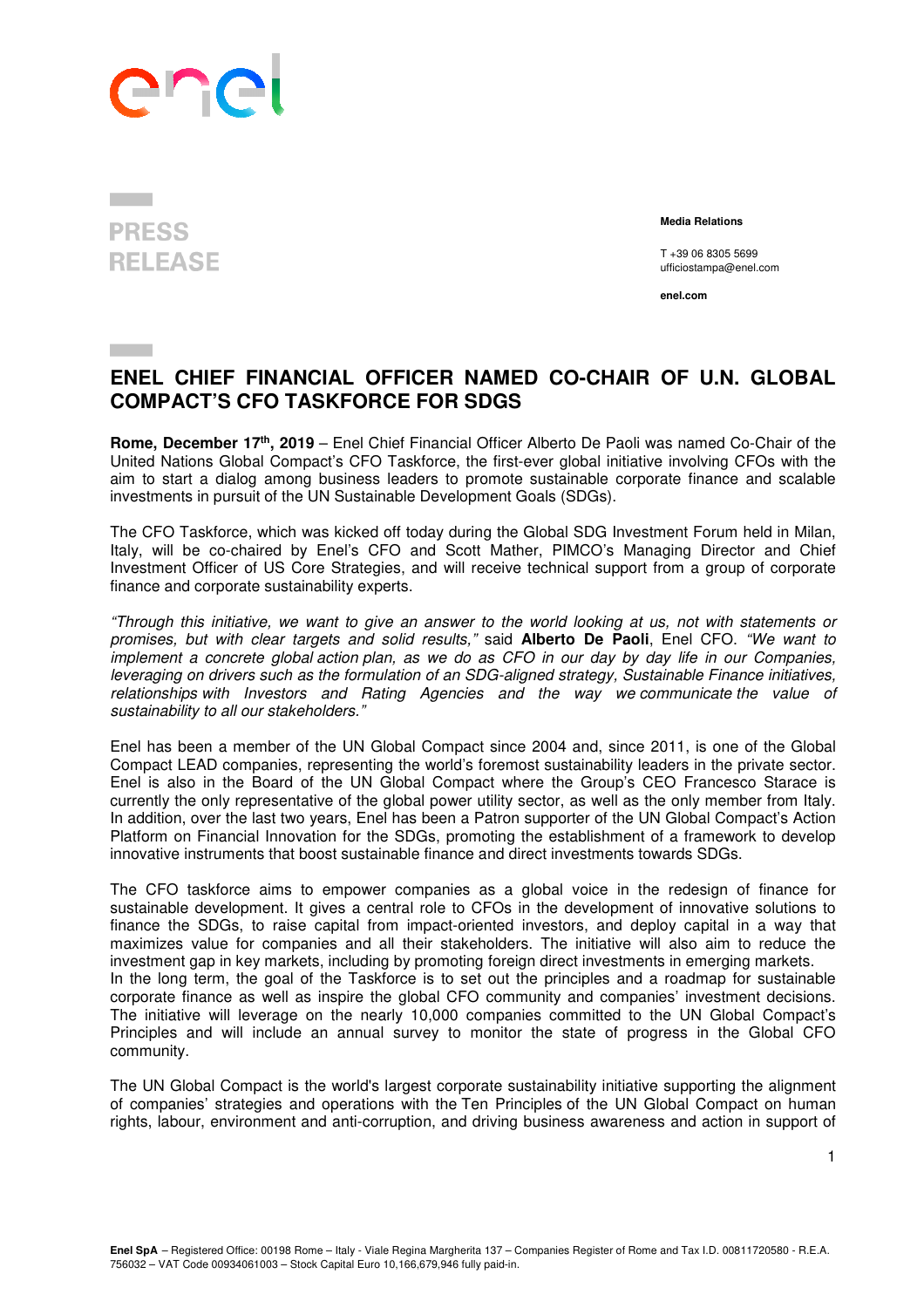**PRESS RELEASE**

**Media Relations**

T +39 06 8305 5699
ufficiostampa@enel.com

**enel.com**

# ENEL CHIEF FINANCIAL OFFICER NAMED CO-CHAIR OF U.N. GLOBAL COMPACT'S CFO TASKFORCE FOR SDGS

**Rome, December 17th, 2019** – Enel Chief Financial Officer Alberto De Paoli was named Co-Chair of the United Nations Global Compact's CFO Taskforce, the first-ever global initiative involving CFOs with the aim to start a dialog among business leaders to promote sustainable corporate finance and scalable investments in pursuit of the UN Sustainable Development Goals (SDGs).

The CFO Taskforce, which was kicked off today during the Global SDG Investment Forum held in Milan, Italy, will be co-chaired by Enel's CFO and Scott Mather, PIMCO's Managing Director and Chief Investment Officer of US Core Strategies, and will receive technical support from a group of corporate finance and corporate sustainability experts.

*"Through this initiative, we want to give an answer to the world looking at us, not with statements or promises, but with clear targets and solid results,"* said **Alberto De Paoli**, Enel CFO. *"We want to implement a concrete global action plan, as we do as CFO in our day by day life in our Companies, leveraging on drivers such as the formulation of an SDG-aligned strategy, Sustainable Finance initiatives, relationships with Investors and Rating Agencies and the way we communicate the value of sustainability to all our stakeholders."*

Enel has been a member of the UN Global Compact since 2004 and, since 2011, is one of the Global Compact LEAD companies, representing the world's foremost sustainability leaders in the private sector. Enel is also in the Board of the UN Global Compact where the Group's CEO Francesco Starace is currently the only representative of the global power utility sector, as well as the only member from Italy. In addition, over the last two years, Enel has been a Patron supporter of the UN Global Compact's Action Platform on Financial Innovation for the SDGs, promoting the establishment of a framework to develop innovative instruments that boost sustainable finance and direct investments towards SDGs.

The CFO taskforce aims to empower companies as a global voice in the redesign of finance for sustainable development. It gives a central role to CFOs in the development of innovative solutions to finance the SDGs, to raise capital from impact-oriented investors, and deploy capital in a way that maximizes value for companies and all their stakeholders. The initiative will also aim to reduce the investment gap in key markets, including by promoting foreign direct investments in emerging markets.
In the long term, the goal of the Taskforce is to set out the principles and a roadmap for sustainable corporate finance as well as inspire the global CFO community and companies' investment decisions. The initiative will leverage on the nearly 10,000 companies committed to the UN Global Compact's Principles and will include an annual survey to monitor the state of progress in the Global CFO community.

The UN Global Compact is the world's largest corporate sustainability initiative supporting the alignment of companies' strategies and operations with the Ten Principles of the UN Global Compact on human rights, labour, environment and anti-corruption, and driving business awareness and action in support of

**Enel SpA** – Registered Office: 00198 Rome – Italy - Viale Regina Margherita 137 – Companies Register of Rome and Tax I.D. 00811720580 - R.E.A. 756032 – VAT Code 00934061003 – Stock Capital Euro 10,166,679,946 fully paid-in.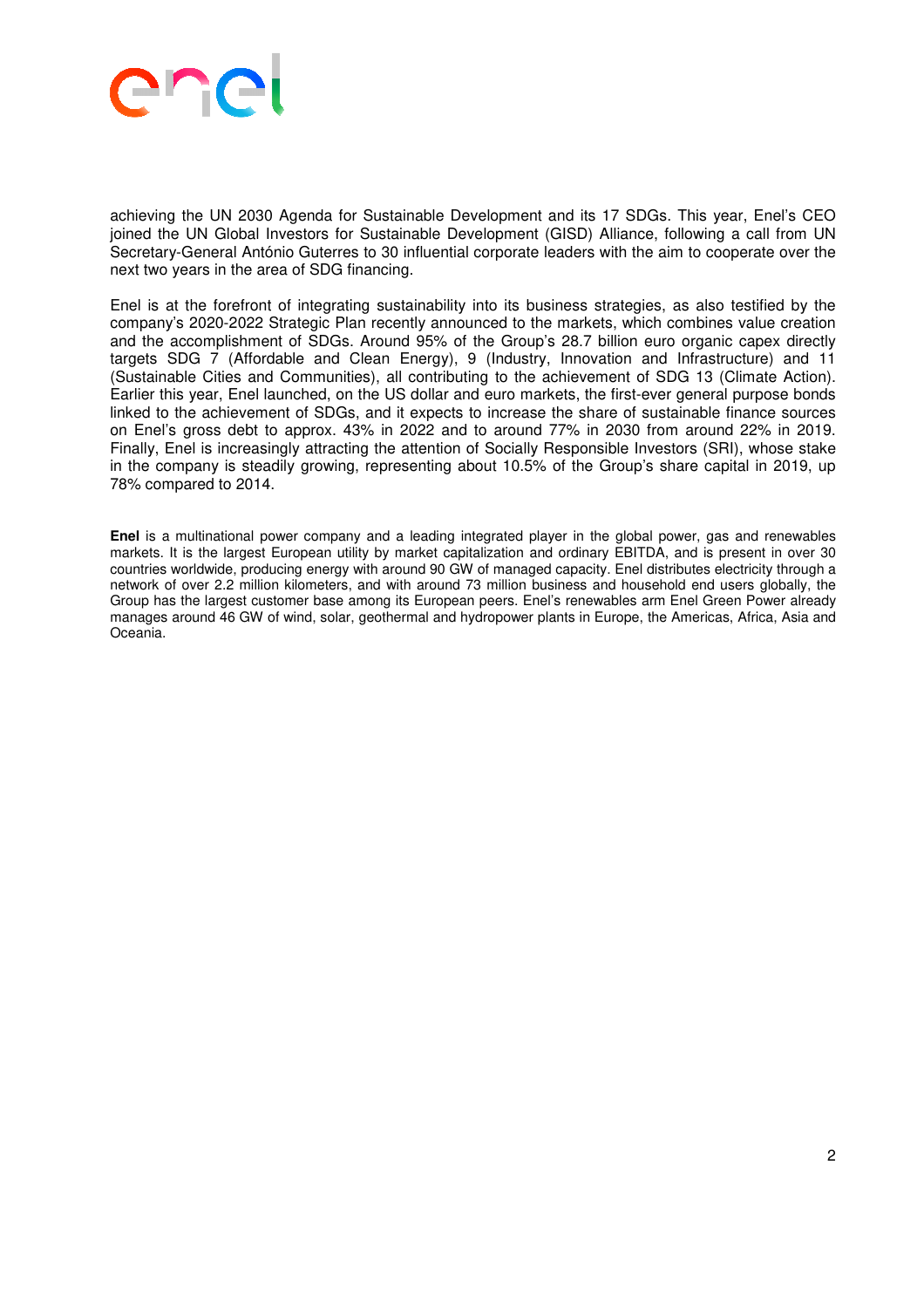achieving the UN 2030 Agenda for Sustainable Development and its 17 SDGs. This year, Enel's CEO joined the UN Global Investors for Sustainable Development (GISD) Alliance, following a call from UN Secretary-General António Guterres to 30 influential corporate leaders with the aim to cooperate over the next two years in the area of SDG financing.

Enel is at the forefront of integrating sustainability into its business strategies, as also testified by the company's 2020-2022 Strategic Plan recently announced to the markets, which combines value creation and the accomplishment of SDGs. Around 95% of the Group's 28.7 billion euro organic capex directly targets SDG 7 (Affordable and Clean Energy), 9 (Industry, Innovation and Infrastructure) and 11 (Sustainable Cities and Communities), all contributing to the achievement of SDG 13 (Climate Action). Earlier this year, Enel launched, on the US dollar and euro markets, the first-ever general purpose bonds linked to the achievement of SDGs, and it expects to increase the share of sustainable finance sources on Enel's gross debt to approx. 43% in 2022 and to around 77% in 2030 from around 22% in 2019. Finally, Enel is increasingly attracting the attention of Socially Responsible Investors (SRI), whose stake in the company is steadily growing, representing about 10.5% of the Group's share capital in 2019, up 78% compared to 2014.

**Enel** is a multinational power company and a leading integrated player in the global power, gas and renewables markets. It is the largest European utility by market capitalization and ordinary EBITDA, and is present in over 30 countries worldwide, producing energy with around 90 GW of managed capacity. Enel distributes electricity through a network of over 2.2 million kilometers, and with around 73 million business and household end users globally, the Group has the largest customer base among its European peers. Enel's renewables arm Enel Green Power already manages around 46 GW of wind, solar, geothermal and hydropower plants in Europe, the Americas, Africa, Asia and Oceania.